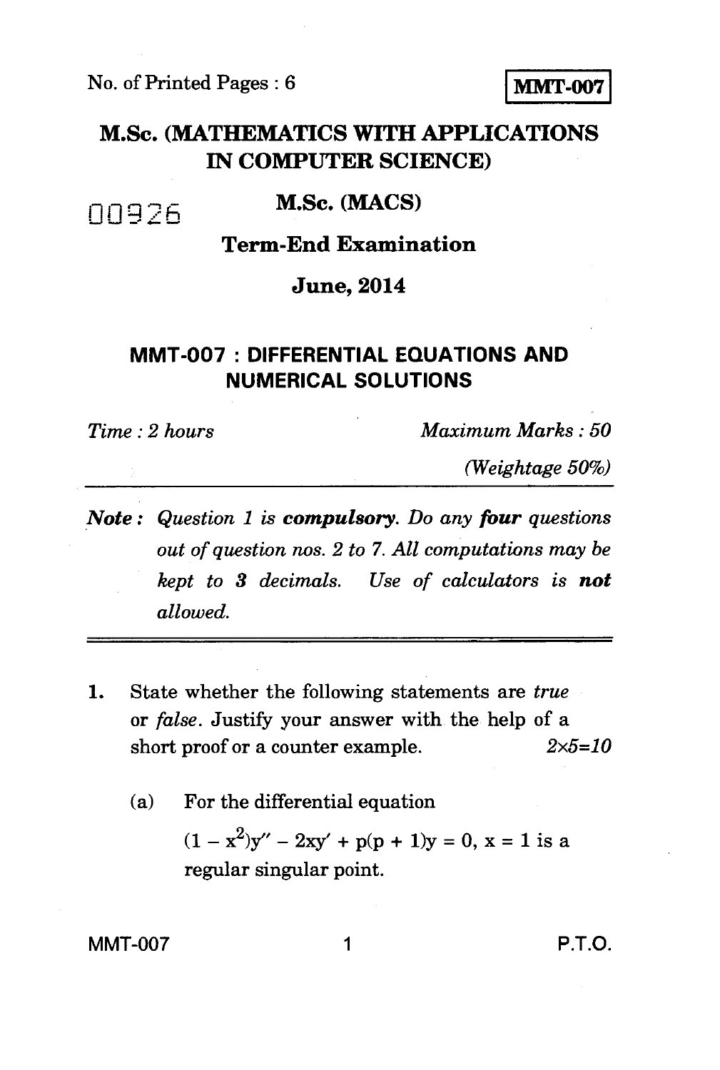No. of Printed Pages : 6

**MMT-007**

# M.Sc. (MATHEMATICS WITH APPLICATIONS IN COMPUTER SCIENCE)

00926

## M.Sc. (MACS)

## Term-End Examination

## June, 2014

## MMT-007 : DIFFERENTIAL EQUATIONS AND NUMERICAL SOLUTIONS

*Time : 2 hours* *Maximum Marks : 50*

*(Weightage 50%)*

***Note :*** *Question 1 is **compulsory**. Do any **four** questions out of question nos. 2 to 7. All computations may be kept to **3** decimals. Use of calculators is **not** allowed.*

---

**1.** State whether the following statements are *true* or *false*. Justify your answer with the help of a short proof or a counter example. $2 \times 5 = 10$

(a) For the differential equation

$(1 - x^2)y'' - 2xy' + p(p + 1)y = 0$, $x = 1$ is a regular singular point.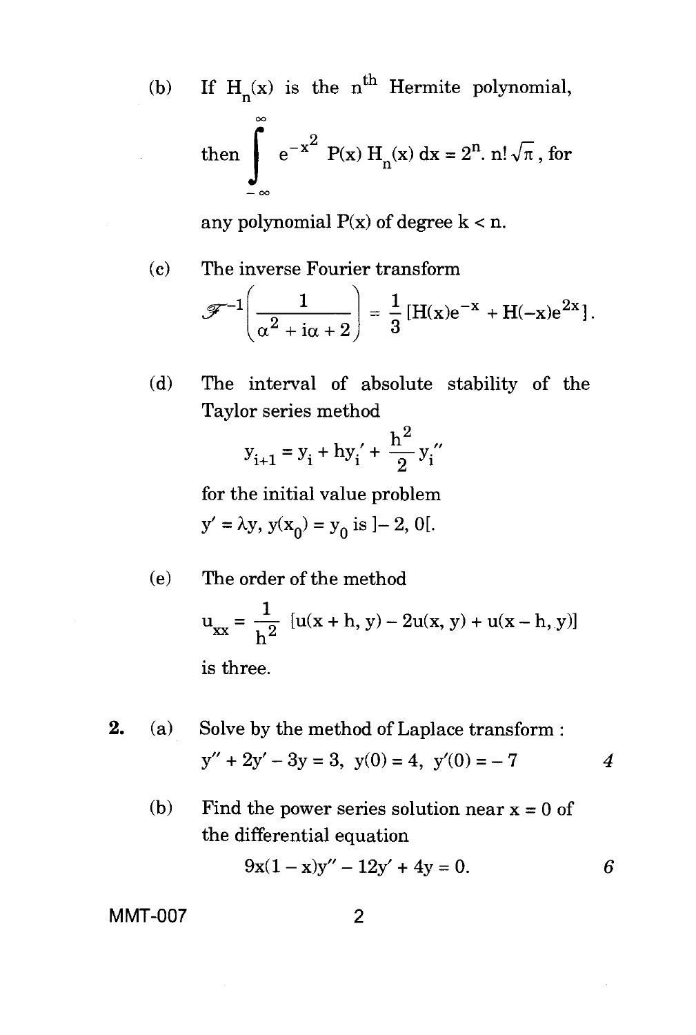(b) If $H_n(x)$ is the $n^{th}$ Hermite polynomial,

$$\text{then } \int_{-\infty}^{\infty} e^{-x^2} P(x) H_n(x)\, dx = 2^n . n! \sqrt{\pi} \text{, for}$$

any polynomial $P(x)$ of degree $k < n$.

(c) The inverse Fourier transform

$$\mathscr{F}^{-1}\left(\frac{1}{\alpha^2 + i\alpha + 2}\right) = \frac{1}{3}[H(x)e^{-x} + H(-x)e^{2x}].$$

(d) The interval of absolute stability of the Taylor series method

$$y_{i+1} = y_i + hy_i' + \frac{h^2}{2} y_i''$$

for the initial value problem

$y' = \lambda y$, $y(x_0) = y_0$ is $]-2, 0[$.

(e) The order of the method

$$u_{xx} = \frac{1}{h^2} [u(x+h, y) - 2u(x, y) + u(x-h, y)]$$

is three.

**2.** (a) Solve by the method of Laplace transform : 4

$$y'' + 2y' - 3y = 3, \; y(0) = 4, \; y'(0) = -7$$

(b) Find the power series solution near $x = 0$ of the differential equation 6

$$9x(1-x)y'' - 12y' + 4y = 0.$$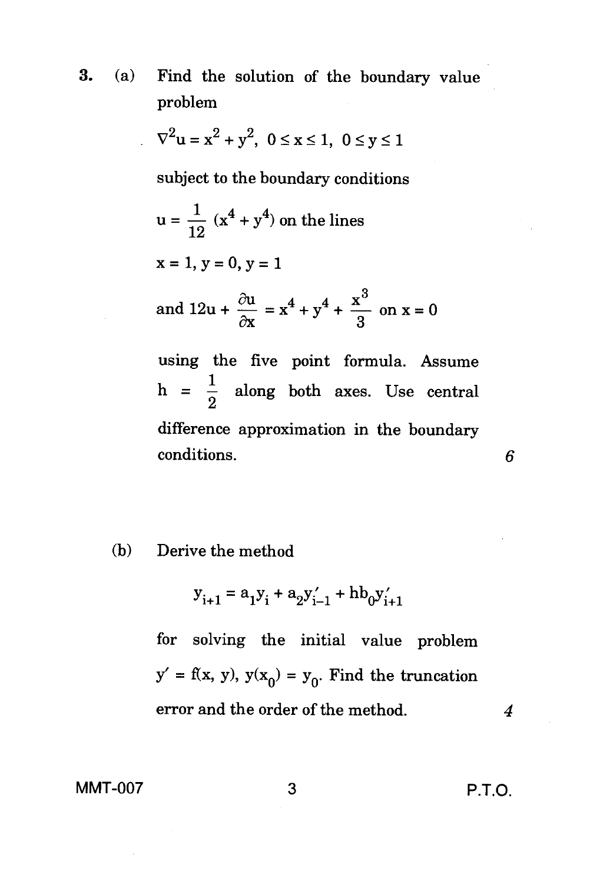3. (a) Find the solution of the boundary value problem

$$\nabla^2 u = x^2 + y^2, \; 0 \le x \le 1, \; 0 \le y \le 1$$

subject to the boundary conditions

$u = \frac{1}{12}(x^4 + y^4)$ on the lines

$x = 1, y = 0, y = 1$

and $12u + \frac{\partial u}{\partial x} = x^4 + y^4 + \frac{x^3}{3}$ on $x = 0$

using the five point formula. Assume $h = \frac{1}{2}$ along both axes. Use central difference approximation in the boundary conditions. *6*

(b) Derive the method

$$y_{i+1} = a_1 y_i + a_2 y'_{i-1} + h b_0 y'_{i+1}$$

for solving the initial value problem $y' = f(x, y)$, $y(x_0) = y_0$. Find the truncation error and the order of the method. *4*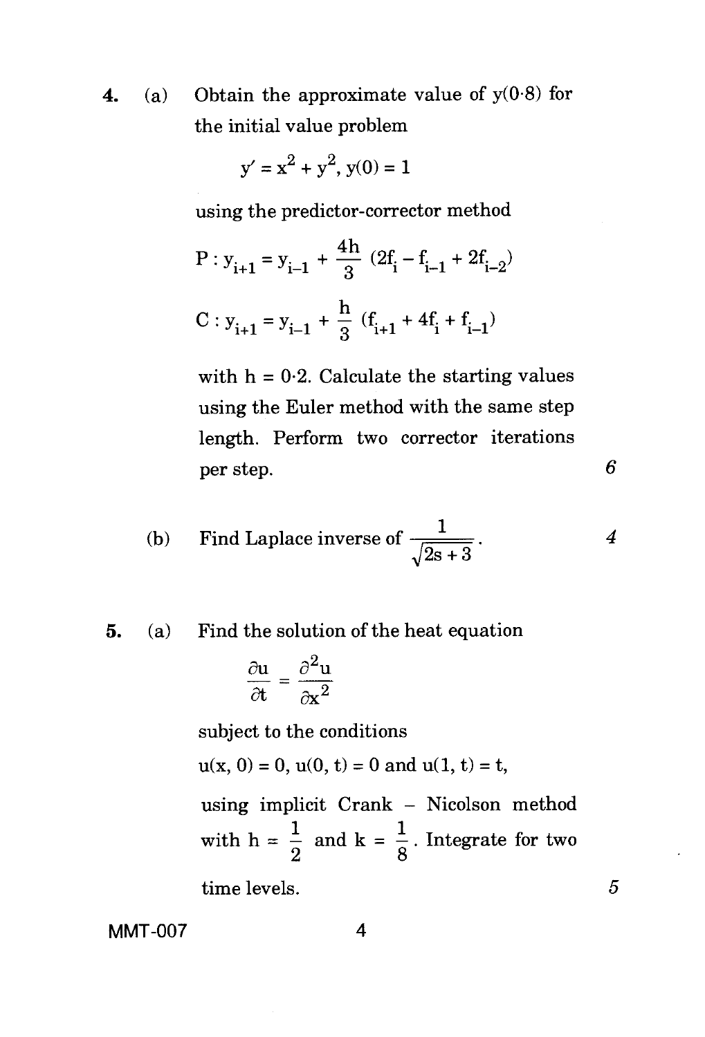4. (a) Obtain the approximate value of y(0·8) for the initial value problem

$$y' = x^2 + y^2, \ y(0) = 1$$

using the predictor-corrector method

$$P : y_{i+1} = y_{i-1} + \frac{4h}{3}(2f_i - f_{i-1} + 2f_{i-2})$$

$$C : y_{i+1} = y_{i-1} + \frac{h}{3}(f_{i+1} + 4f_i + f_{i-1})$$

with h = 0·2. Calculate the starting values using the Euler method with the same step length. Perform two corrector iterations per step. 6

(b) Find Laplace inverse of $\frac{1}{\sqrt{2s+3}}$. 4

5. (a) Find the solution of the heat equation

$$\frac{\partial u}{\partial t} = \frac{\partial^2 u}{\partial x^2}$$

subject to the conditions

$u(x, 0) = 0$, $u(0, t) = 0$ and $u(1, t) = t$,

using implicit Crank – Nicolson method with $h = \frac{1}{2}$ and $k = \frac{1}{8}$. Integrate for two time levels. 5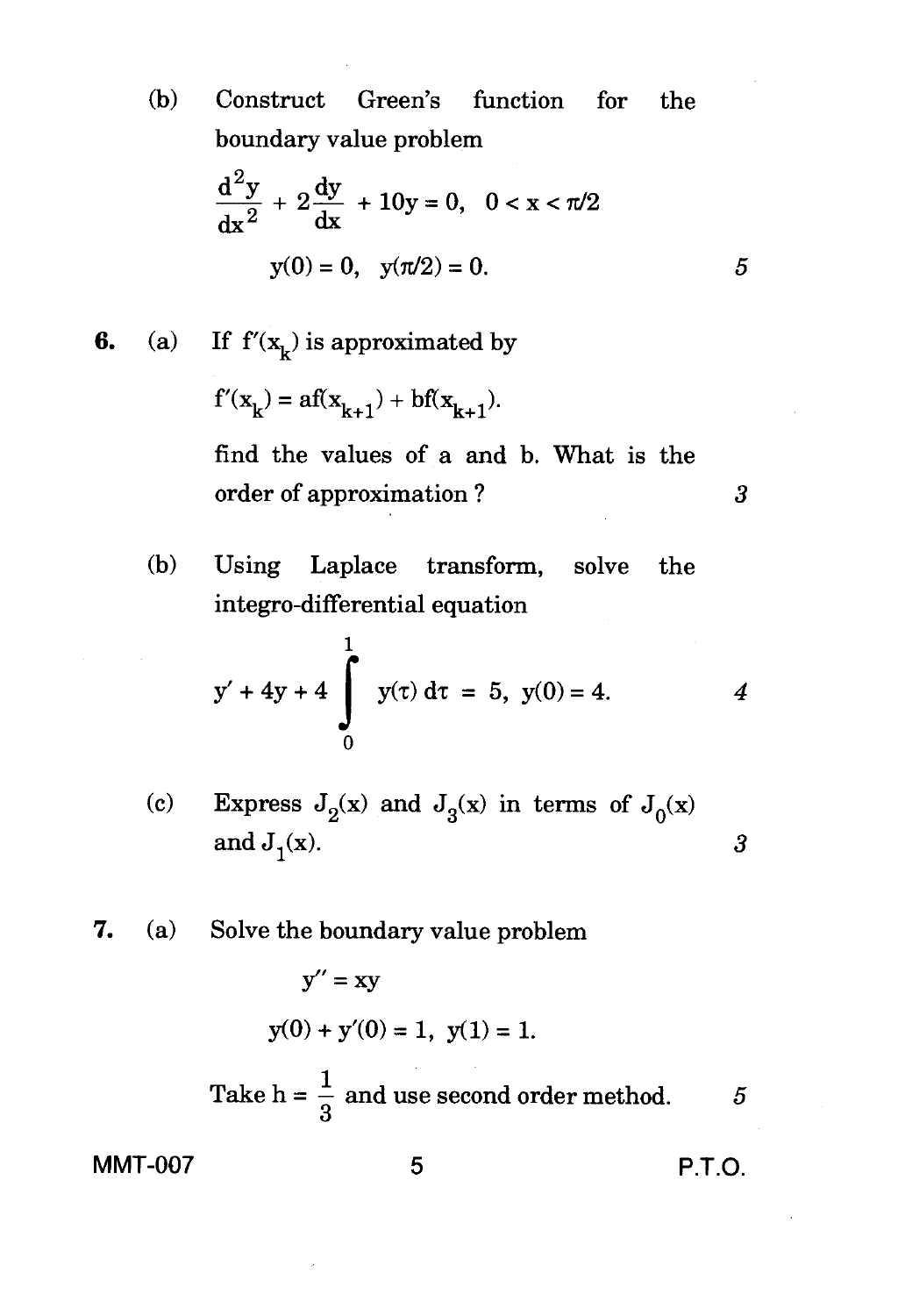(b) Construct Green's function for the boundary value problem

$$\frac{d^2y}{dx^2} + 2\frac{dy}{dx} + 10y = 0, \quad 0 < x < \pi/2$$

$$y(0) = 0, \quad y(\pi/2) = 0.$$

5

**6.** (a) If $f'(x_k)$ is approximated by

$$f'(x_k) = af(x_{k+1}) + bf(x_{k+1}).$$

find the values of a and b. What is the order of approximation ?

3

(b) Using Laplace transform, solve the integro-differential equation

$$y' + 4y + 4\int_0^1 y(\tau)\,d\tau = 5, \; y(0) = 4.$$

4

(c) Express $J_2(x)$ and $J_3(x)$ in terms of $J_0(x)$ and $J_1(x)$.

3

**7.** (a) Solve the boundary value problem

$$y'' = xy$$

$$y(0) + y'(0) = 1, \; y(1) = 1.$$

Take $h = \frac{1}{3}$ and use second order method.

5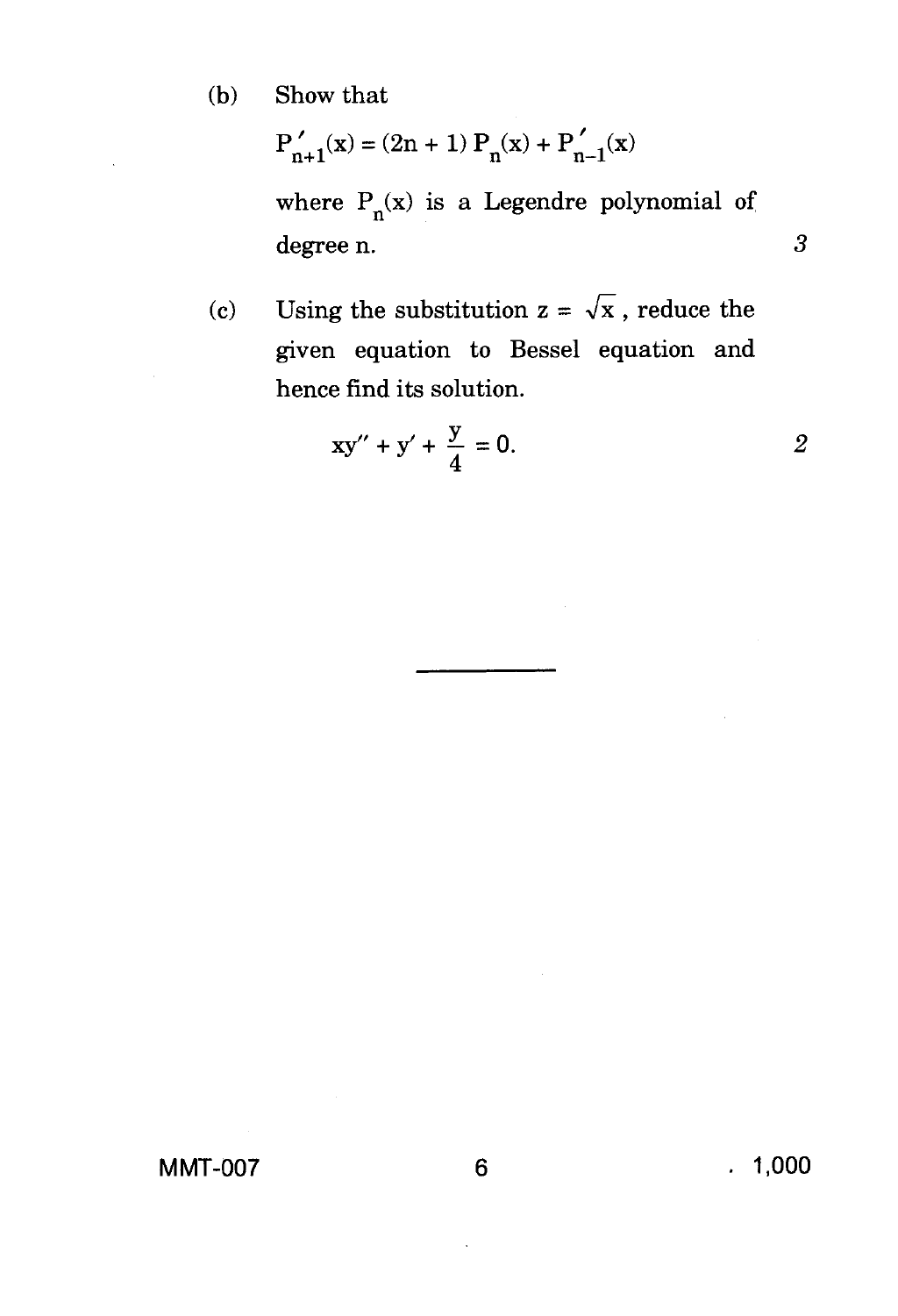(b) Show that

$$P'_{n+1}(x) = (2n + 1) P_n(x) + P'_{n-1}(x)$$

where $P_n(x)$ is a Legendre polynomial of degree n. *3*

(c) Using the substitution $z = \sqrt{x}$, reduce the given equation to Bessel equation and hence find its solution.

$$xy'' + y' + \frac{y}{4} = 0.$$ *2*